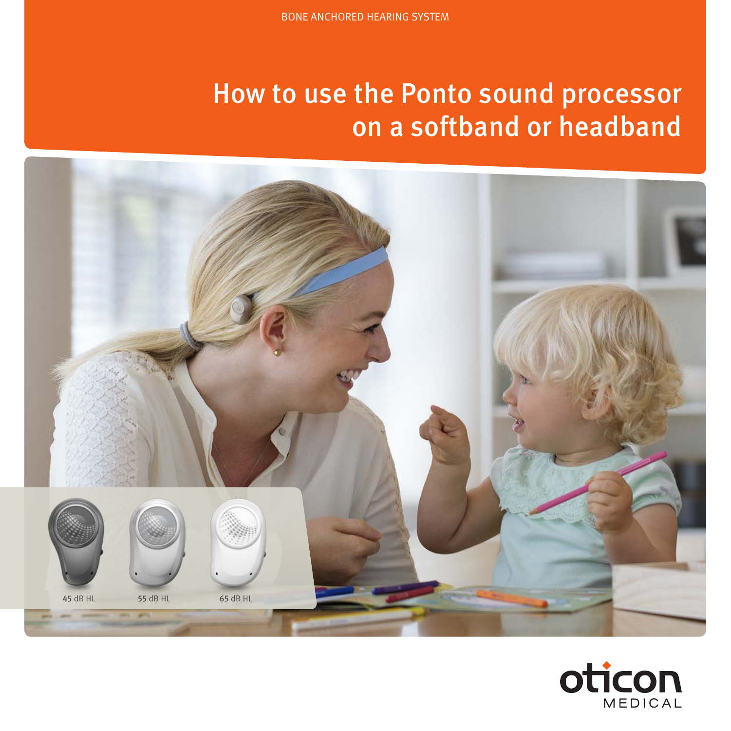BONE ANCHORED HEARING SYSTEM

# How to use the Ponto sound processor on a softband or headband

45 dB HL

55 dB HL

65 dB HL

oticon MEDICAL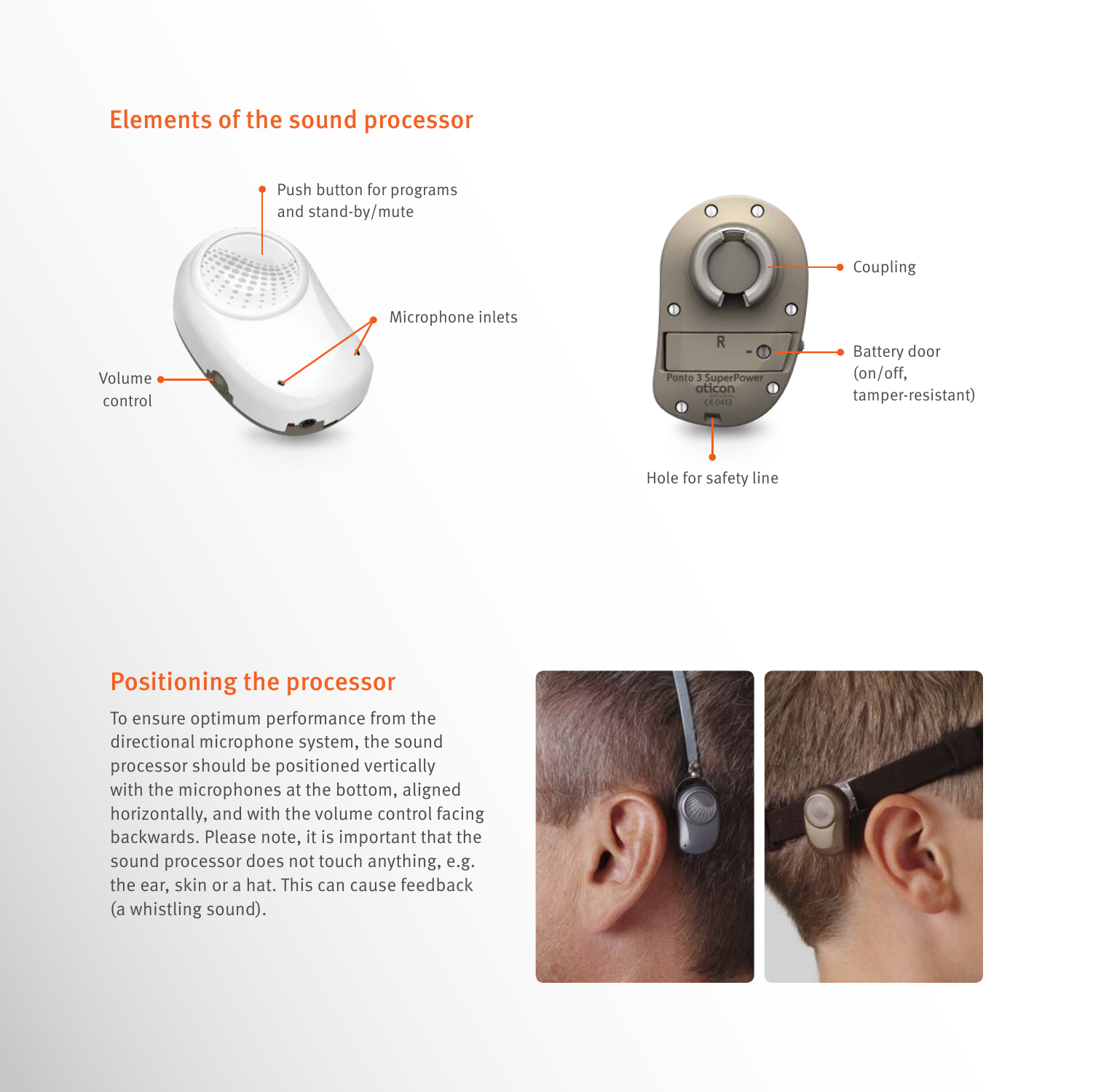## Elements of the sound processor

Push button for programs and stand-by/mute

Microphone inlets

Volume control

Coupling

Battery door (on/off, tamper-resistant)

Hole for safety line

## Positioning the processor

To ensure optimum performance from the directional microphone system, the sound processor should be positioned vertically with the microphones at the bottom, aligned horizontally, and with the volume control facing backwards. Please note, it is important that the sound processor does not touch anything, e.g. the ear, skin or a hat. This can cause feedback (a whistling sound).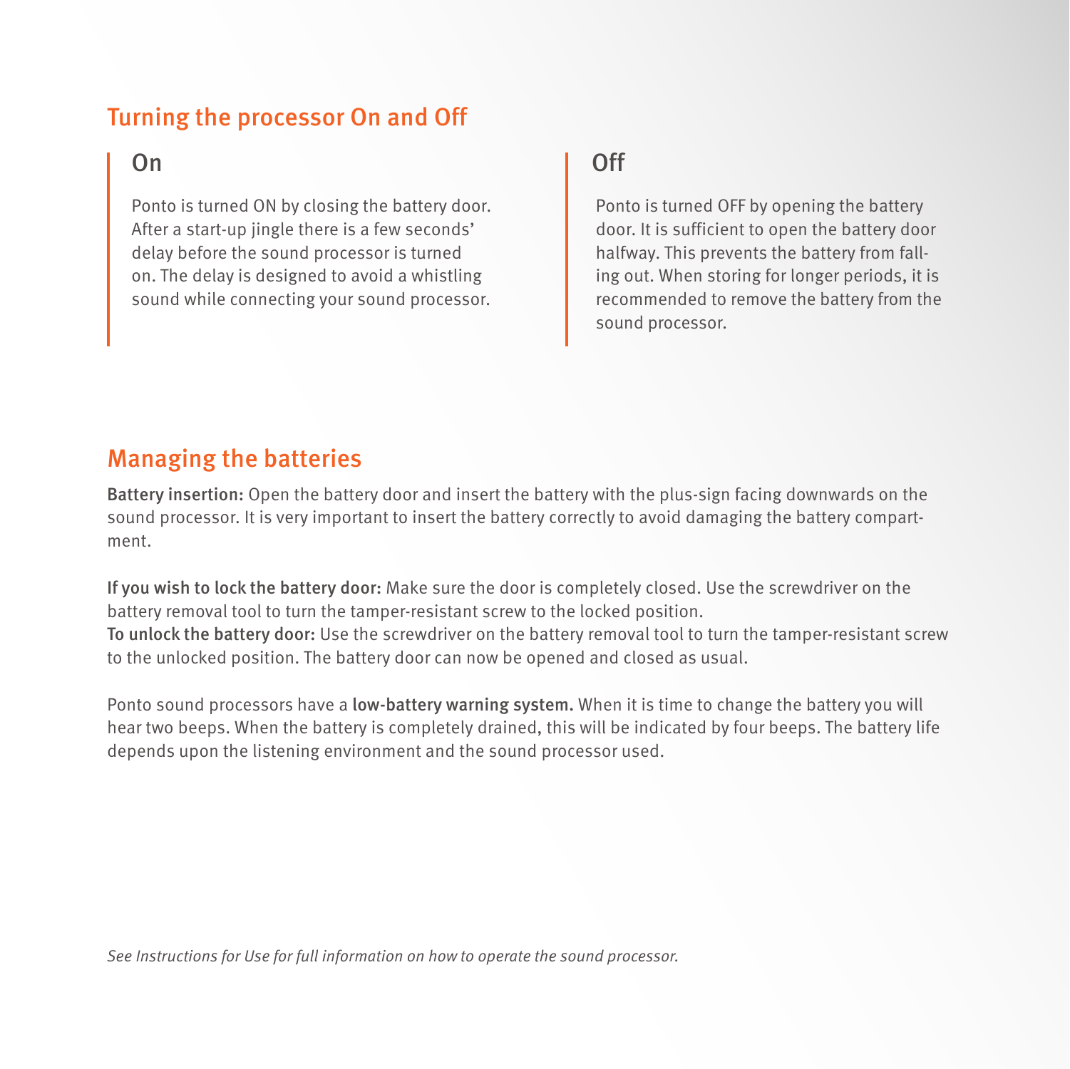## Turning the processor On and Off

### On

Ponto is turned ON by closing the battery door. After a start-up jingle there is a few seconds' delay before the sound processor is turned on. The delay is designed to avoid a whistling sound while connecting your sound processor.

### Off

Ponto is turned OFF by opening the battery door. It is sufficient to open the battery door halfway. This prevents the battery from falling out. When storing for longer periods, it is recommended to remove the battery from the sound processor.

## Managing the batteries

**Battery insertion:** Open the battery door and insert the battery with the plus-sign facing downwards on the sound processor. It is very important to insert the battery correctly to avoid damaging the battery compartment.

**If you wish to lock the battery door:** Make sure the door is completely closed. Use the screwdriver on the battery removal tool to turn the tamper-resistant screw to the locked position.
**To unlock the battery door:** Use the screwdriver on the battery removal tool to turn the tamper-resistant screw to the unlocked position. The battery door can now be opened and closed as usual.

Ponto sound processors have a **low-battery warning system.** When it is time to change the battery you will hear two beeps. When the battery is completely drained, this will be indicated by four beeps. The battery life depends upon the listening environment and the sound processor used.

*See Instructions for Use for full information on how to operate the sound processor.*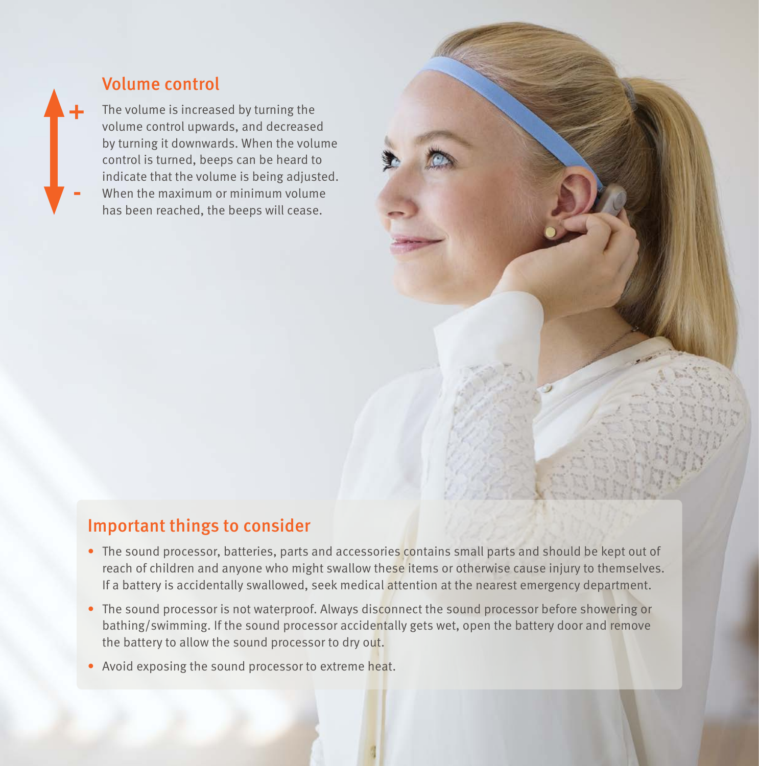## Volume control

The volume is increased by turning the volume control upwards, and decreased by turning it downwards. When the volume control is turned, beeps can be heard to indicate that the volume is being adjusted. When the maximum or minimum volume has been reached, the beeps will cease.

## Important things to consider

- The sound processor, batteries, parts and accessories contains small parts and should be kept out of reach of children and anyone who might swallow these items or otherwise cause injury to themselves. If a battery is accidentally swallowed, seek medical attention at the nearest emergency department.
- The sound processor is not waterproof. Always disconnect the sound processor before showering or bathing/swimming. If the sound processor accidentally gets wet, open the battery door and remove the battery to allow the sound processor to dry out.
- Avoid exposing the sound processor to extreme heat.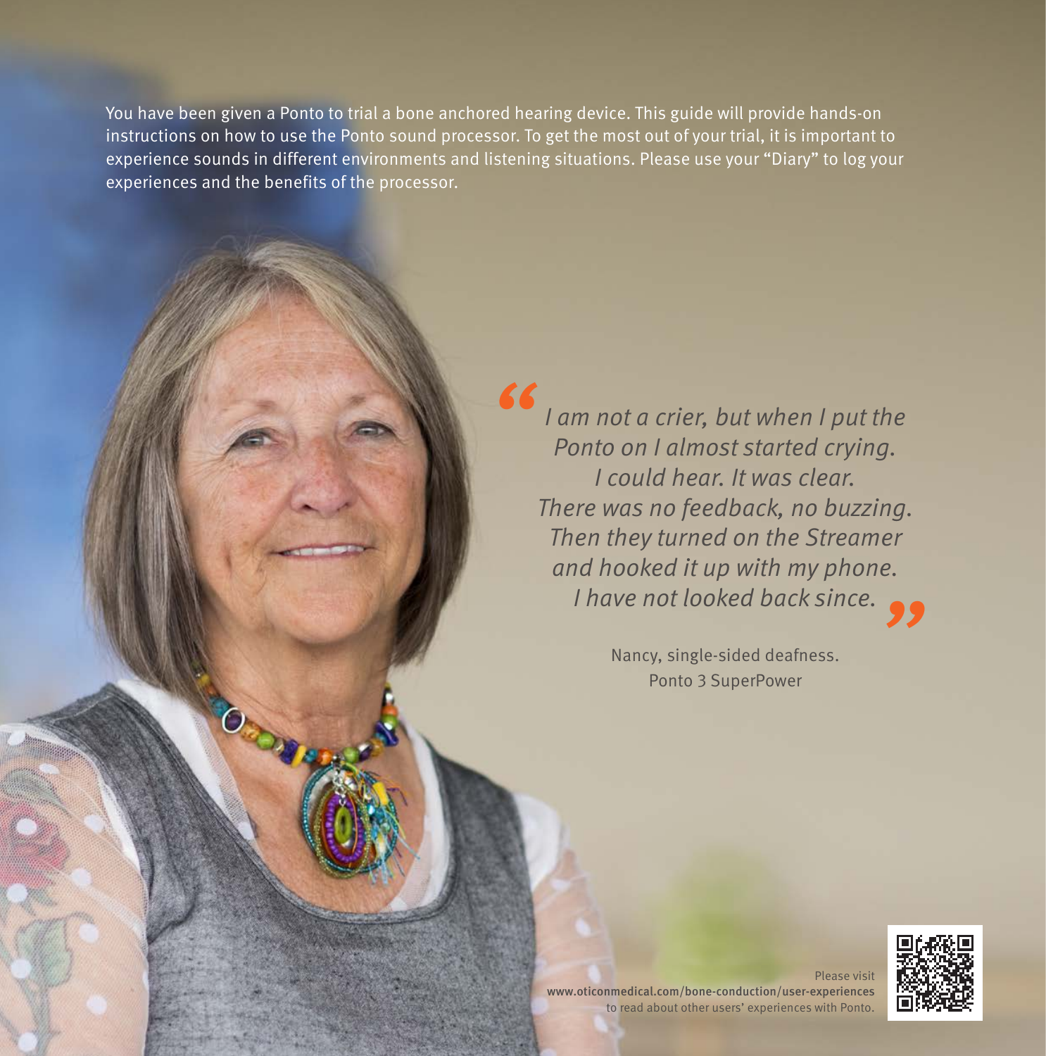You have been given a Ponto to trial a bone anchored hearing device. This guide will provide hands-on instructions on how to use the Ponto sound processor. To get the most out of your trial, it is important to experience sounds in different environments and listening situations. Please use your "Diary" to log your experiences and the benefits of the processor.

> *"I am not a crier, but when I put the Ponto on I almost started crying. I could hear. It was clear. There was no feedback, no buzzing. Then they turned on the Streamer and hooked it up with my phone. I have not looked back since."*

Nancy, single-sided deafness.
Ponto 3 SuperPower

Please visit
**www.oticonmedical.com/bone-conduction/user-experiences**
to read about other users' experiences with Ponto.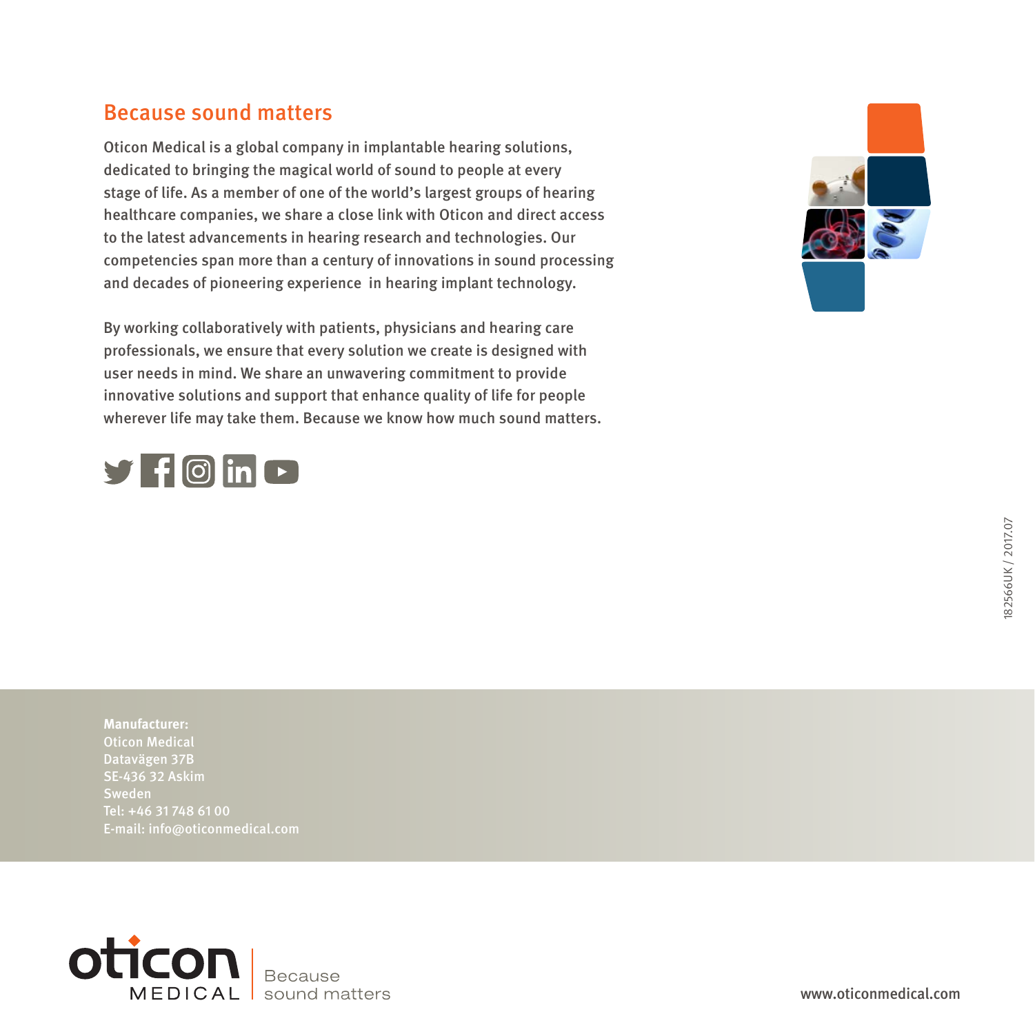## Because sound matters

Oticon Medical is a global company in implantable hearing solutions, dedicated to bringing the magical world of sound to people at every stage of life. As a member of one of the world's largest groups of hearing healthcare companies, we share a close link with Oticon and direct access to the latest advancements in hearing research and technologies. Our competencies span more than a century of innovations in sound processing and decades of pioneering experience in hearing implant technology.

By working collaboratively with patients, physicians and hearing care professionals, we ensure that every solution we create is designed with user needs in mind. We share an unwavering commitment to provide innovative solutions and support that enhance quality of life for people wherever life may take them. Because we know how much sound matters.

182566UK / 2017.07

**Manufacturer:**
Oticon Medical
Datavägen 37B
SE-436 32 Askim
Sweden
Tel: +46 31 748 61 00
E-mail: info@oticonmedical.com

oticon MEDICAL | Because sound matters

www.oticonmedical.com